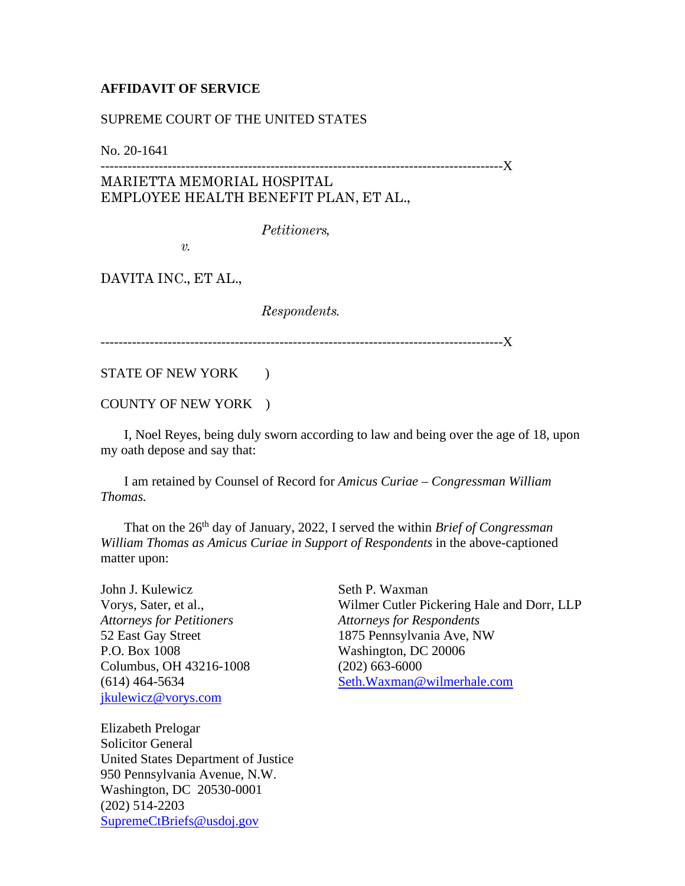**AFFIDAVIT OF SERVICE**

SUPREME COURT OF THE UNITED STATES

No. 20-1641

------------------------------------------------------------------------------------------X

MARIETTA MEMORIAL HOSPITAL
EMPLOYEE HEALTH BENEFIT PLAN, ET AL.,

*Petitioners,*

*v.*

DAVITA INC., ET AL.,

*Respondents.*

------------------------------------------------------------------------------------------X

STATE OF NEW YORK )

COUNTY OF NEW YORK )

I, Noel Reyes, being duly sworn according to law and being over the age of 18, upon my oath depose and say that:

I am retained by Counsel of Record for *Amicus Curiae – Congressman William Thomas.*

That on the 26th day of January, 2022, I served the within *Brief of Congressman William Thomas as Amicus Curiae in Support of Respondents* in the above-captioned matter upon:

John J. Kulewicz
Vorys, Sater, et al.,
*Attorneys for Petitioners*
52 East Gay Street
P.O. Box 1008
Columbus, OH 43216-1008
(614) 464-5634
jkulewicz@vorys.com

Seth P. Waxman
Wilmer Cutler Pickering Hale and Dorr, LLP
*Attorneys for Respondents*
1875 Pennsylvania Ave, NW
Washington, DC 20006
(202) 663-6000
Seth.Waxman@wilmerhale.com

Elizabeth Prelogar
Solicitor General
United States Department of Justice
950 Pennsylvania Avenue, N.W.
Washington, DC 20530-0001
(202) 514-2203
SupremeCtBriefs@usdoj.gov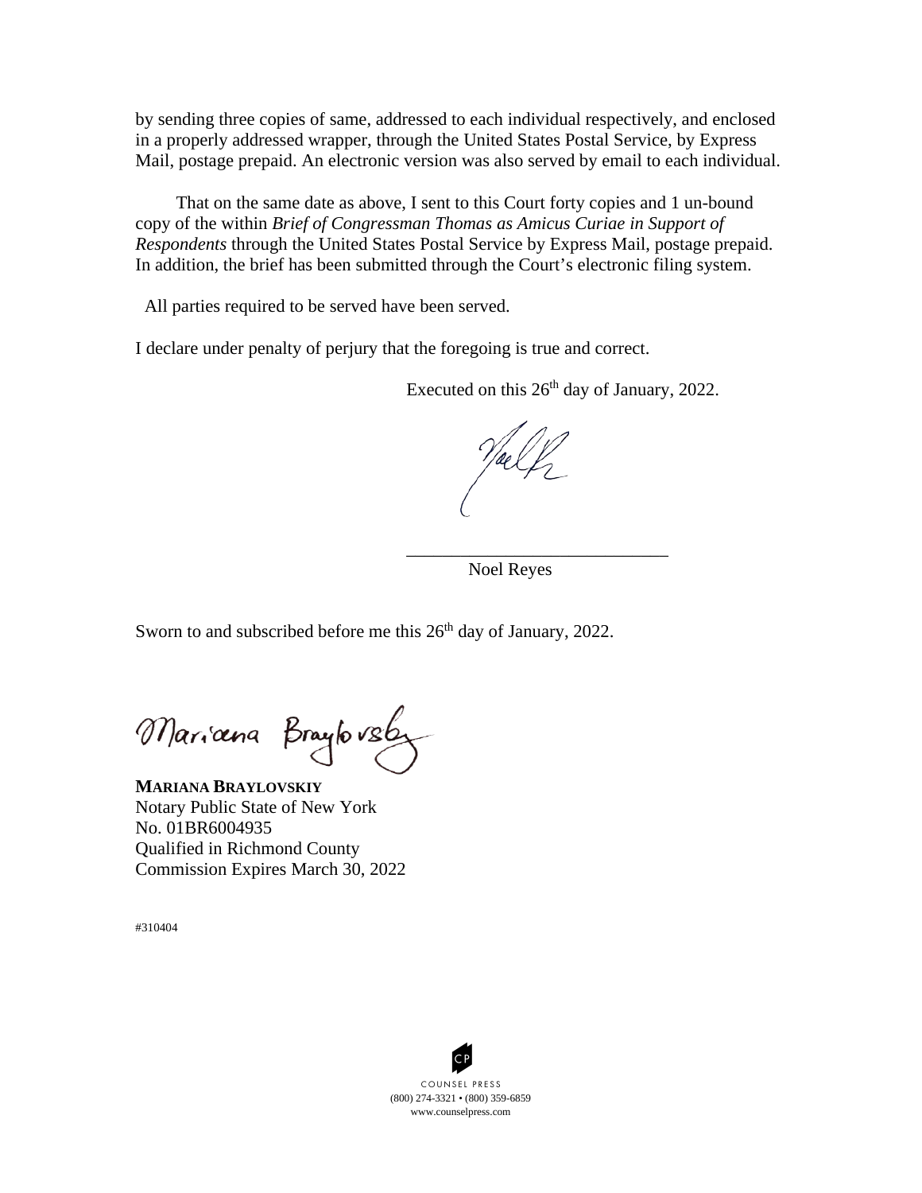by sending three copies of same, addressed to each individual respectively, and enclosed in a properly addressed wrapper, through the United States Postal Service, by Express Mail, postage prepaid. An electronic version was also served by email to each individual.

That on the same date as above, I sent to this Court forty copies and 1 un-bound copy of the within *Brief of Congressman Thomas as Amicus Curiae in Support of Respondents* through the United States Postal Service by Express Mail, postage prepaid. In addition, the brief has been submitted through the Court's electronic filing system.

All parties required to be served have been served.

I declare under penalty of perjury that the foregoing is true and correct.

Executed on this 26th day of January, 2022.

\_\_\_\_\_\_\_\_\_\_\_\_\_\_\_\_\_\_\_\_\_\_\_\_\_\_\_\_\_\_

Noel Reyes

Sworn to and subscribed before me this 26th day of January, 2022.

**MARIANA BRAYLOVSKIY**
Notary Public State of New York
No. 01BR6004935
Qualified in Richmond County
Commission Expires March 30, 2022

#310404

COUNSEL PRESS
(800) 274-3321 • (800) 359-6859
www.counselpress.com